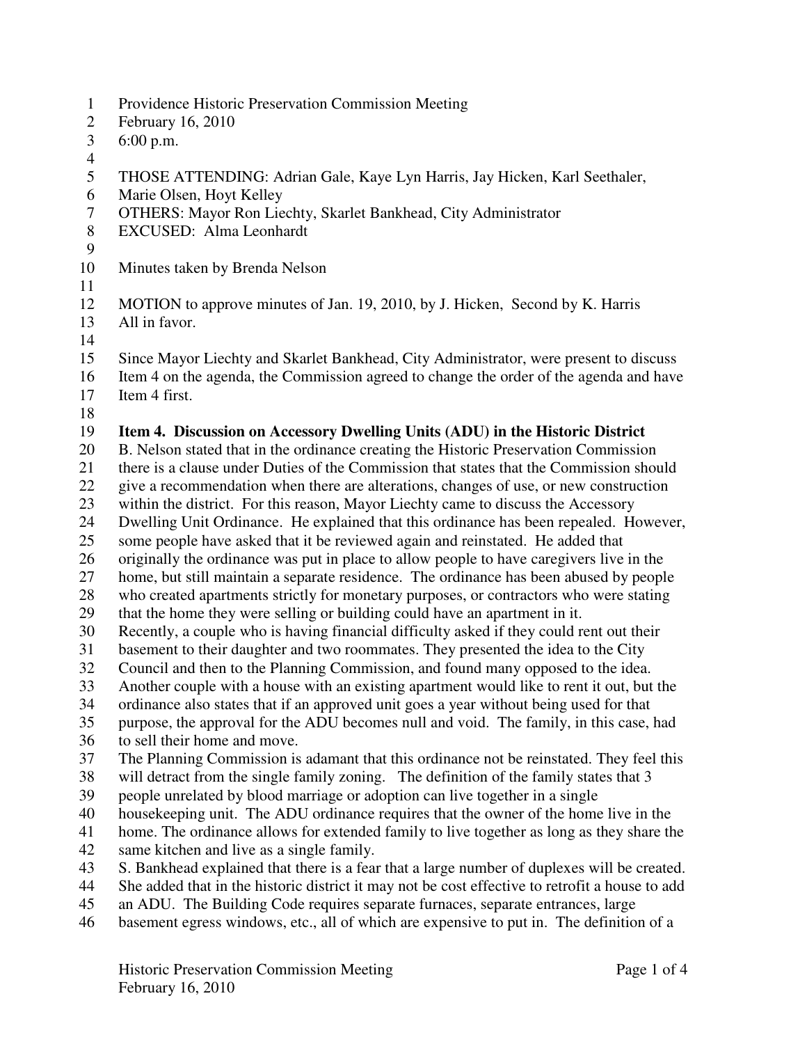Providence Historic Preservation Commission Meeting
February 16, 2010
6:00 p.m.

THOSE ATTENDING: Adrian Gale, Kaye Lyn Harris, Jay Hicken, Karl Seethaler, Marie Olsen, Hoyt Kelley
OTHERS: Mayor Ron Liechty, Skarlet Bankhead, City Administrator
EXCUSED: Alma Leonhardt

Minutes taken by Brenda Nelson

MOTION to approve minutes of Jan. 19, 2010, by J. Hicken, Second by K. Harris
All in favor.

Since Mayor Liechty and Skarlet Bankhead, City Administrator, were present to discuss Item 4 on the agenda, the Commission agreed to change the order of the agenda and have Item 4 first.

**Item 4. Discussion on Accessory Dwelling Units (ADU) in the Historic District**

B. Nelson stated that in the ordinance creating the Historic Preservation Commission there is a clause under Duties of the Commission that states that the Commission should give a recommendation when there are alterations, changes of use, or new construction within the district. For this reason, Mayor Liechty came to discuss the Accessory Dwelling Unit Ordinance. He explained that this ordinance has been repealed. However, some people have asked that it be reviewed again and reinstated. He added that originally the ordinance was put in place to allow people to have caregivers live in the home, but still maintain a separate residence. The ordinance has been abused by people who created apartments strictly for monetary purposes, or contractors who were stating that the home they were selling or building could have an apartment in it.

Recently, a couple who is having financial difficulty asked if they could rent out their basement to their daughter and two roommates. They presented the idea to the City Council and then to the Planning Commission, and found many opposed to the idea. Another couple with a house with an existing apartment would like to rent it out, but the ordinance also states that if an approved unit goes a year without being used for that purpose, the approval for the ADU becomes null and void. The family, in this case, had to sell their home and move.

The Planning Commission is adamant that this ordinance not be reinstated. They feel this will detract from the single family zoning. The definition of the family states that 3 people unrelated by blood marriage or adoption can live together in a single housekeeping unit. The ADU ordinance requires that the owner of the home live in the home. The ordinance allows for extended family to live together as long as they share the same kitchen and live as a single family.

S. Bankhead explained that there is a fear that a large number of duplexes will be created. She added that in the historic district it may not be cost effective to retrofit a house to add an ADU. The Building Code requires separate furnaces, separate entrances, large basement egress windows, etc., all of which are expensive to put in. The definition of a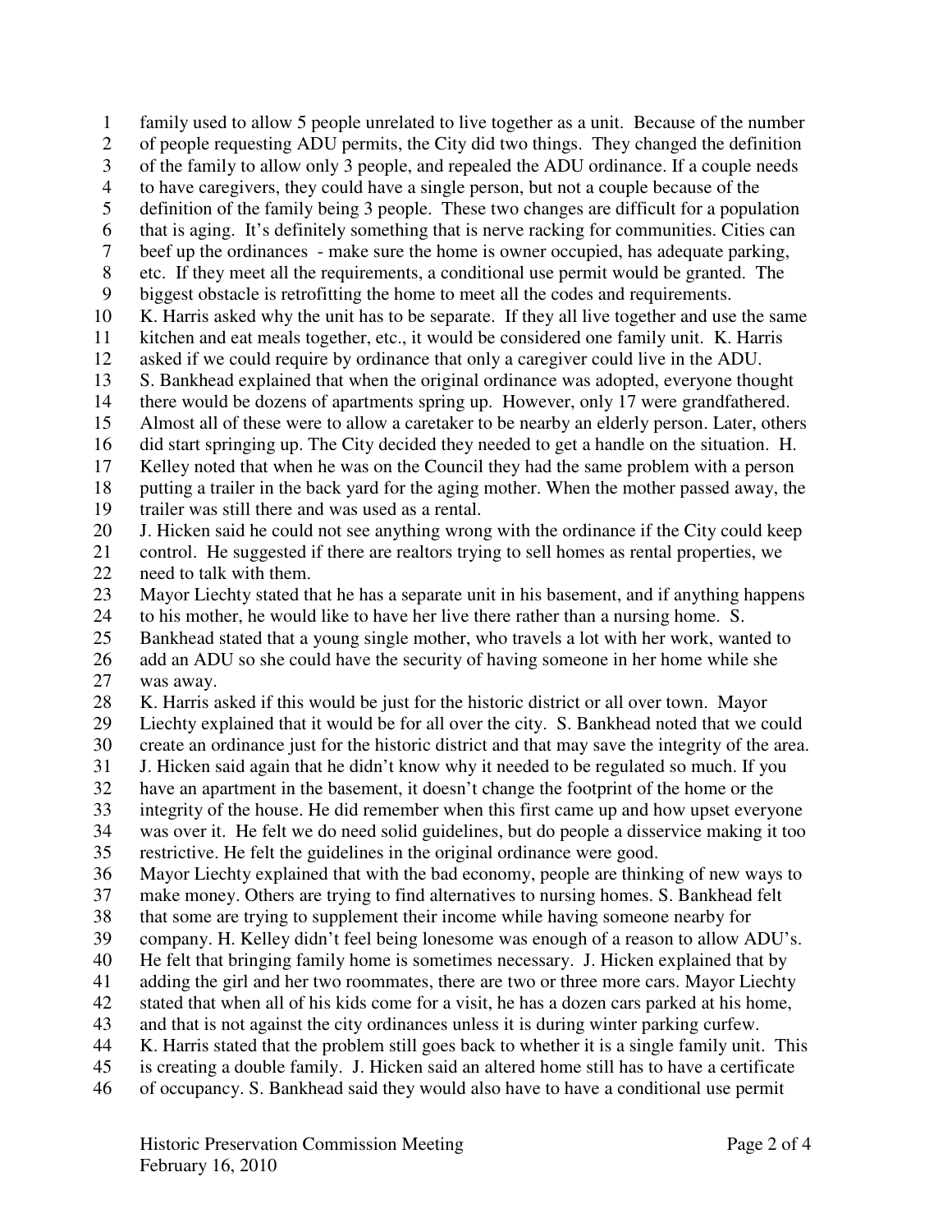family used to allow 5 people unrelated to live together as a unit. Because of the number of people requesting ADU permits, the City did two things. They changed the definition of the family to allow only 3 people, and repealed the ADU ordinance. If a couple needs to have caregivers, they could have a single person, but not a couple because of the definition of the family being 3 people. These two changes are difficult for a population that is aging. It's definitely something that is nerve racking for communities. Cities can beef up the ordinances - make sure the home is owner occupied, has adequate parking, etc. If they meet all the requirements, a conditional use permit would be granted. The biggest obstacle is retrofitting the home to meet all the codes and requirements.

K. Harris asked why the unit has to be separate. If they all live together and use the same kitchen and eat meals together, etc., it would be considered one family unit. K. Harris asked if we could require by ordinance that only a caregiver could live in the ADU.

S. Bankhead explained that when the original ordinance was adopted, everyone thought there would be dozens of apartments spring up. However, only 17 were grandfathered. Almost all of these were to allow a caretaker to be nearby an elderly person. Later, others did start springing up. The City decided they needed to get a handle on the situation. H. Kelley noted that when he was on the Council they had the same problem with a person putting a trailer in the back yard for the aging mother. When the mother passed away, the trailer was still there and was used as a rental.

J. Hicken said he could not see anything wrong with the ordinance if the City could keep control. He suggested if there are realtors trying to sell homes as rental properties, we need to talk with them.

Mayor Liechty stated that he has a separate unit in his basement, and if anything happens to his mother, he would like to have her live there rather than a nursing home. S. Bankhead stated that a young single mother, who travels a lot with her work, wanted to add an ADU so she could have the security of having someone in her home while she was away.

K. Harris asked if this would be just for the historic district or all over town. Mayor Liechty explained that it would be for all over the city. S. Bankhead noted that we could create an ordinance just for the historic district and that may save the integrity of the area.

J. Hicken said again that he didn't know why it needed to be regulated so much. If you have an apartment in the basement, it doesn't change the footprint of the home or the integrity of the house. He did remember when this first came up and how upset everyone was over it. He felt we do need solid guidelines, but do people a disservice making it too restrictive. He felt the guidelines in the original ordinance were good.

Mayor Liechty explained that with the bad economy, people are thinking of new ways to make money. Others are trying to find alternatives to nursing homes. S. Bankhead felt that some are trying to supplement their income while having someone nearby for company. H. Kelley didn't feel being lonesome was enough of a reason to allow ADU's. He felt that bringing family home is sometimes necessary. J. Hicken explained that by adding the girl and her two roommates, there are two or three more cars. Mayor Liechty stated that when all of his kids come for a visit, he has a dozen cars parked at his home, and that is not against the city ordinances unless it is during winter parking curfew.

K. Harris stated that the problem still goes back to whether it is a single family unit. This is creating a double family. J. Hicken said an altered home still has to have a certificate of occupancy. S. Bankhead said they would also have to have a conditional use permit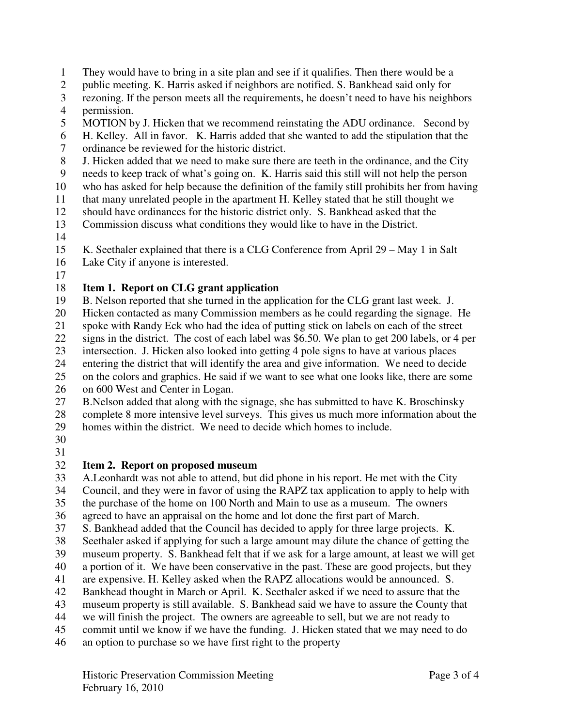They would have to bring in a site plan and see if it qualifies. Then there would be a public meeting. K. Harris asked if neighbors are notified. S. Bankhead said only for rezoning. If the person meets all the requirements, he doesn't need to have his neighbors permission.

MOTION by J. Hicken that we recommend reinstating the ADU ordinance. Second by H. Kelley. All in favor. K. Harris added that she wanted to add the stipulation that the ordinance be reviewed for the historic district.

J. Hicken added that we need to make sure there are teeth in the ordinance, and the City needs to keep track of what's going on. K. Harris said this still will not help the person who has asked for help because the definition of the family still prohibits her from having that many unrelated people in the apartment H. Kelley stated that he still thought we should have ordinances for the historic district only. S. Bankhead asked that the Commission discuss what conditions they would like to have in the District.

K. Seethaler explained that there is a CLG Conference from April 29 – May 1 in Salt Lake City if anyone is interested.

**Item 1. Report on CLG grant application**

B. Nelson reported that she turned in the application for the CLG grant last week. J. Hicken contacted as many Commission members as he could regarding the signage. He spoke with Randy Eck who had the idea of putting stick on labels on each of the street signs in the district. The cost of each label was $6.50. We plan to get 200 labels, or 4 per intersection. J. Hicken also looked into getting 4 pole signs to have at various places entering the district that will identify the area and give information. We need to decide on the colors and graphics. He said if we want to see what one looks like, there are some on 600 West and Center in Logan.

B.Nelson added that along with the signage, she has submitted to have K. Broschinsky complete 8 more intensive level surveys. This gives us much more information about the homes within the district. We need to decide which homes to include.

**Item 2. Report on proposed museum**

A.Leonhardt was not able to attend, but did phone in his report. He met with the City Council, and they were in favor of using the RAPZ tax application to apply to help with the purchase of the home on 100 North and Main to use as a museum. The owners agreed to have an appraisal on the home and lot done the first part of March.

S. Bankhead added that the Council has decided to apply for three large projects. K. Seethaler asked if applying for such a large amount may dilute the chance of getting the museum property. S. Bankhead felt that if we ask for a large amount, at least we will get a portion of it. We have been conservative in the past. These are good projects, but they are expensive. H. Kelley asked when the RAPZ allocations would be announced. S. Bankhead thought in March or April. K. Seethaler asked if we need to assure that the museum property is still available. S. Bankhead said we have to assure the County that we will finish the project. The owners are agreeable to sell, but we are not ready to commit until we know if we have the funding. J. Hicken stated that we may need to do an option to purchase so we have first right to the property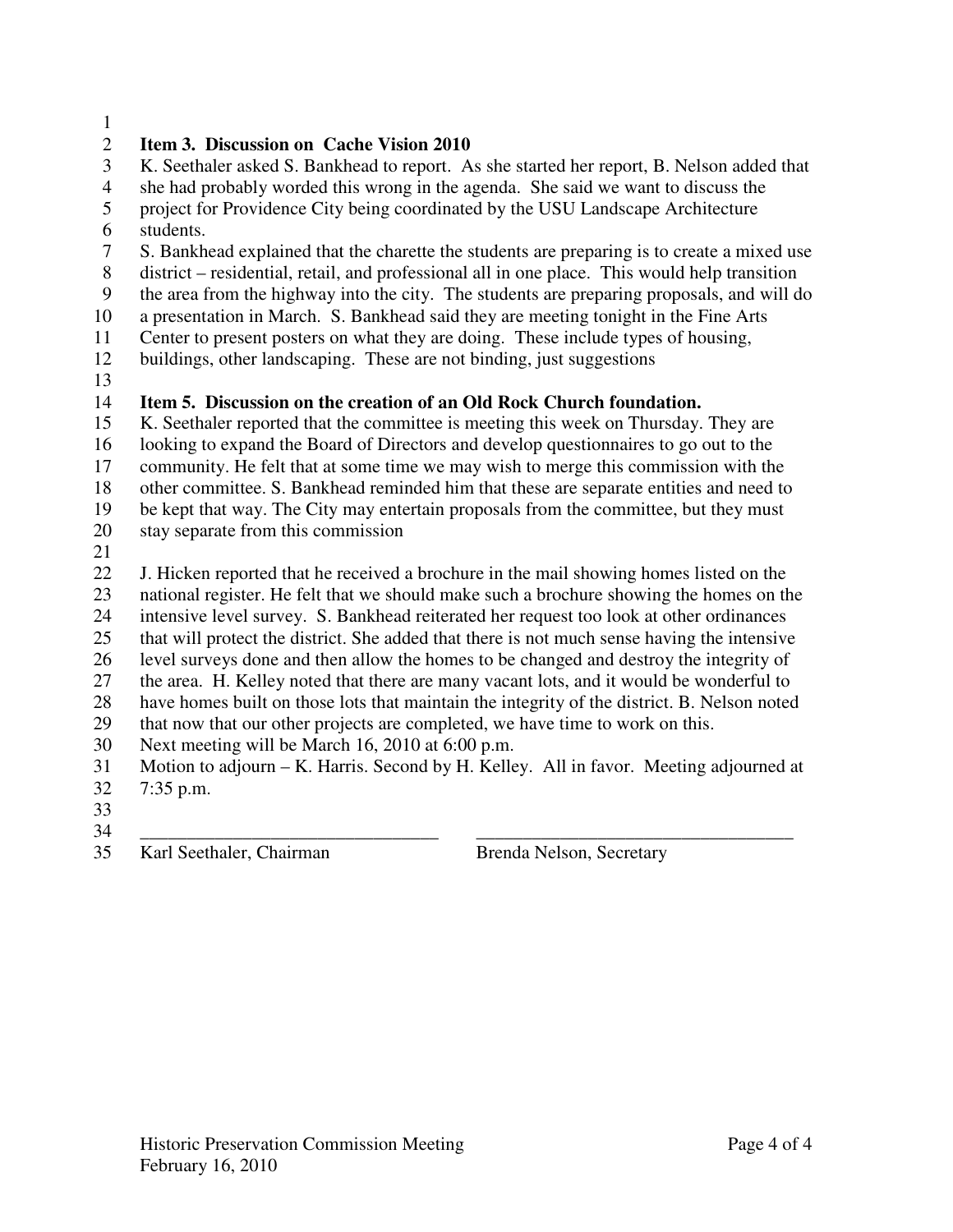**Item 3. Discussion on Cache Vision 2010**

K. Seethaler asked S. Bankhead to report. As she started her report, B. Nelson added that she had probably worded this wrong in the agenda. She said we want to discuss the project for Providence City being coordinated by the USU Landscape Architecture students.

S. Bankhead explained that the charette the students are preparing is to create a mixed use district – residential, retail, and professional all in one place. This would help transition the area from the highway into the city. The students are preparing proposals, and will do a presentation in March. S. Bankhead said they are meeting tonight in the Fine Arts Center to present posters on what they are doing. These include types of housing, buildings, other landscaping. These are not binding, just suggestions

**Item 5. Discussion on the creation of an Old Rock Church foundation.**

K. Seethaler reported that the committee is meeting this week on Thursday. They are looking to expand the Board of Directors and develop questionnaires to go out to the community. He felt that at some time we may wish to merge this commission with the other committee. S. Bankhead reminded him that these are separate entities and need to be kept that way. The City may entertain proposals from the committee, but they must stay separate from this commission

J. Hicken reported that he received a brochure in the mail showing homes listed on the national register. He felt that we should make such a brochure showing the homes on the intensive level survey. S. Bankhead reiterated her request too look at other ordinances that will protect the district. She added that there is not much sense having the intensive level surveys done and then allow the homes to be changed and destroy the integrity of the area. H. Kelley noted that there are many vacant lots, and it would be wonderful to have homes built on those lots that maintain the integrity of the district. B. Nelson noted that now that our other projects are completed, we have time to work on this.

Next meeting will be March 16, 2010 at 6:00 p.m.

Motion to adjourn – K. Harris. Second by H. Kelley. All in favor. Meeting adjourned at 7:35 p.m.

\_\_\_\_\_\_\_\_\_\_\_\_\_\_\_\_\_\_\_\_\_\_\_\_\_\_\_\_\_\_\_\_ \_\_\_\_\_\_\_\_\_\_\_\_\_\_\_\_\_\_\_\_\_\_\_\_\_\_\_\_\_\_\_\_

Karl Seethaler, Chairman Brenda Nelson, Secretary